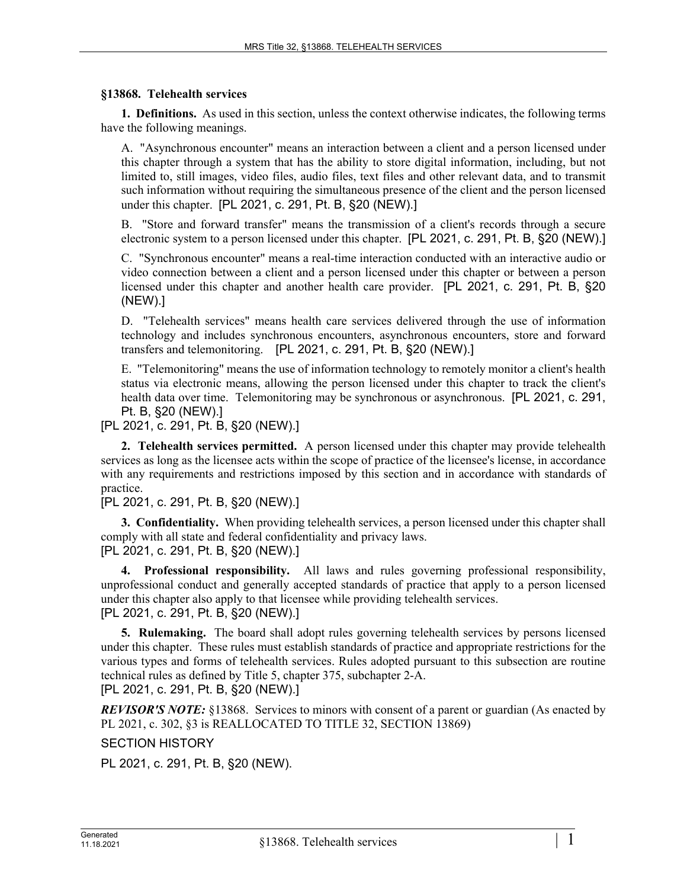## §13868. Telehealth services

**1. Definitions.** As used in this section, unless the context otherwise indicates, the following terms have the following meanings.

A. "Asynchronous encounter" means an interaction between a client and a person licensed under this chapter through a system that has the ability to store digital information, including, but not limited to, still images, video files, audio files, text files and other relevant data, and to transmit such information without requiring the simultaneous presence of the client and the person licensed under this chapter. [PL 2021, c. 291, Pt. B, §20 (NEW).]

B. "Store and forward transfer" means the transmission of a client's records through a secure electronic system to a person licensed under this chapter. [PL 2021, c. 291, Pt. B, §20 (NEW).]

C. "Synchronous encounter" means a real-time interaction conducted with an interactive audio or video connection between a client and a person licensed under this chapter or between a person licensed under this chapter and another health care provider. [PL 2021, c. 291, Pt. B, §20 (NEW).]

D. "Telehealth services" means health care services delivered through the use of information technology and includes synchronous encounters, asynchronous encounters, store and forward transfers and telemonitoring. [PL 2021, c. 291, Pt. B, §20 (NEW).]

E. "Telemonitoring" means the use of information technology to remotely monitor a client's health status via electronic means, allowing the person licensed under this chapter to track the client's health data over time. Telemonitoring may be synchronous or asynchronous. [PL 2021, c. 291, Pt. B, §20 (NEW).]

[PL 2021, c. 291, Pt. B, §20 (NEW).]

**2. Telehealth services permitted.** A person licensed under this chapter may provide telehealth services as long as the licensee acts within the scope of practice of the licensee's license, in accordance with any requirements and restrictions imposed by this section and in accordance with standards of practice.

[PL 2021, c. 291, Pt. B, §20 (NEW).]

**3. Confidentiality.** When providing telehealth services, a person licensed under this chapter shall comply with all state and federal confidentiality and privacy laws.

[PL 2021, c. 291, Pt. B, §20 (NEW).]

**4. Professional responsibility.** All laws and rules governing professional responsibility, unprofessional conduct and generally accepted standards of practice that apply to a person licensed under this chapter also apply to that licensee while providing telehealth services.

[PL 2021, c. 291, Pt. B, §20 (NEW).]

**5. Rulemaking.** The board shall adopt rules governing telehealth services by persons licensed under this chapter. These rules must establish standards of practice and appropriate restrictions for the various types and forms of telehealth services. Rules adopted pursuant to this subsection are routine technical rules as defined by Title 5, chapter 375, subchapter 2-A.

[PL 2021, c. 291, Pt. B, §20 (NEW).]

***REVISOR'S NOTE:*** §13868. Services to minors with consent of a parent or guardian (As enacted by PL 2021, c. 302, §3 is REALLOCATED TO TITLE 32, SECTION 13869)

SECTION HISTORY

PL 2021, c. 291, Pt. B, §20 (NEW).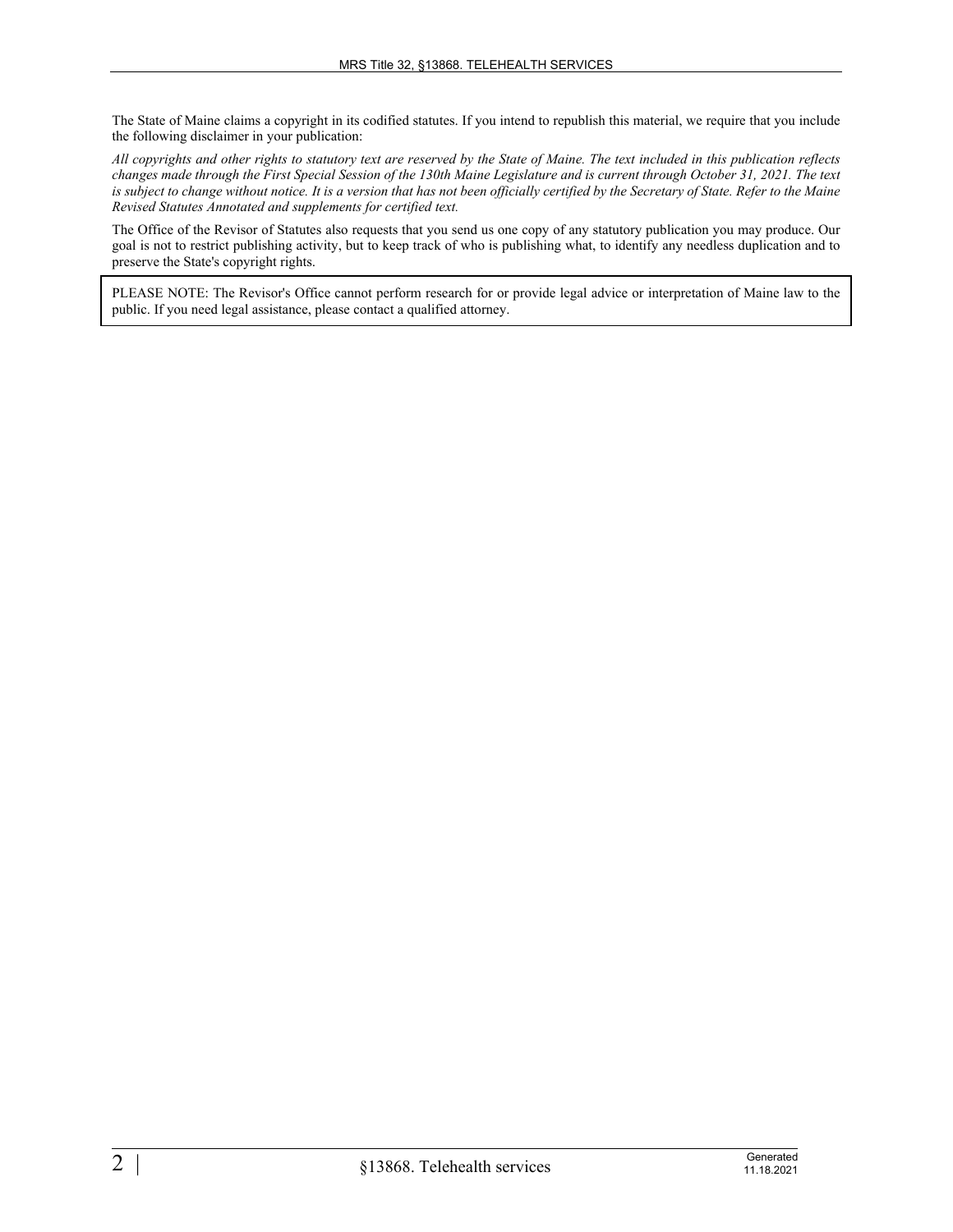The State of Maine claims a copyright in its codified statutes. If you intend to republish this material, we require that you include the following disclaimer in your publication:

*All copyrights and other rights to statutory text are reserved by the State of Maine. The text included in this publication reflects changes made through the First Special Session of the 130th Maine Legislature and is current through October 31, 2021. The text is subject to change without notice. It is a version that has not been officially certified by the Secretary of State. Refer to the Maine Revised Statutes Annotated and supplements for certified text.*

The Office of the Revisor of Statutes also requests that you send us one copy of any statutory publication you may produce. Our goal is not to restrict publishing activity, but to keep track of who is publishing what, to identify any needless duplication and to preserve the State's copyright rights.

PLEASE NOTE: The Revisor's Office cannot perform research for or provide legal advice or interpretation of Maine law to the public. If you need legal assistance, please contact a qualified attorney.